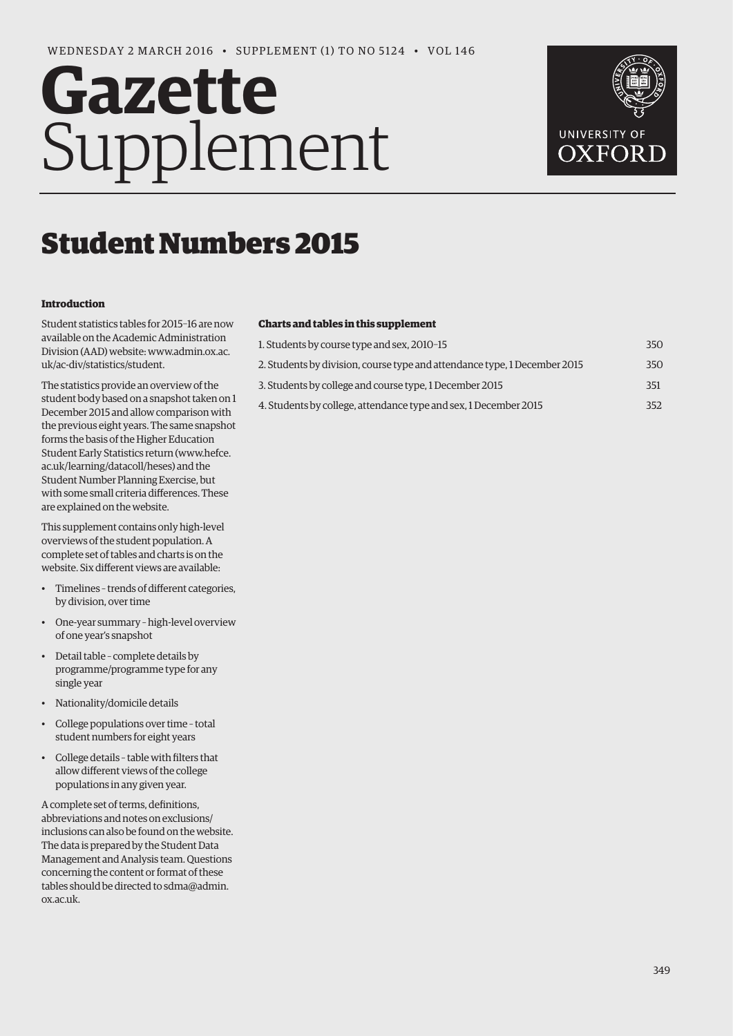WEDNESDAY 2 MARCH 2016 • SUPPLEMENT (1) TO NO 5124 • VOL 146

# Gazette Supplement

## Student Numbers 2015

### Introduction

Student statistics tables for 2015–16 are now available on the Academic Administration Division (AAD) website: www.admin.ox.ac.uk/ac-div/statistics/student.

The statistics provide an overview of the student body based on a snapshot taken on 1 December 2015 and allow comparison with the previous eight years. The same snapshot forms the basis of the Higher Education Student Early Statistics return (www.hefce.ac.uk/learning/datacoll/heses) and the Student Number Planning Exercise, but with some small criteria differences. These are explained on the website.

This supplement contains only high-level overviews of the student population. A complete set of tables and charts is on the website. Six different views are available:

- Timelines – trends of different categories, by division, over time
- One-year summary – high-level overview of one year's snapshot
- Detail table – complete details by programme/programme type for any single year
- Nationality/domicile details
- College populations over time – total student numbers for eight years
- College details – table with filters that allow different views of the college populations in any given year.

A complete set of terms, definitions, abbreviations and notes on exclusions/inclusions can also be found on the website. The data is prepared by the Student Data Management and Analysis team. Questions concerning the content or format of these tables should be directed to sdma@admin.ox.ac.uk.

### Charts and tables in this supplement

| | |
|---|---|
| 1. Students by course type and sex, 2010–15 | 350 |
| 2. Students by division, course type and attendance type, 1 December 2015 | 350 |
| 3. Students by college and course type, 1 December 2015 | 351 |
| 4. Students by college, attendance type and sex, 1 December 2015 | 352 |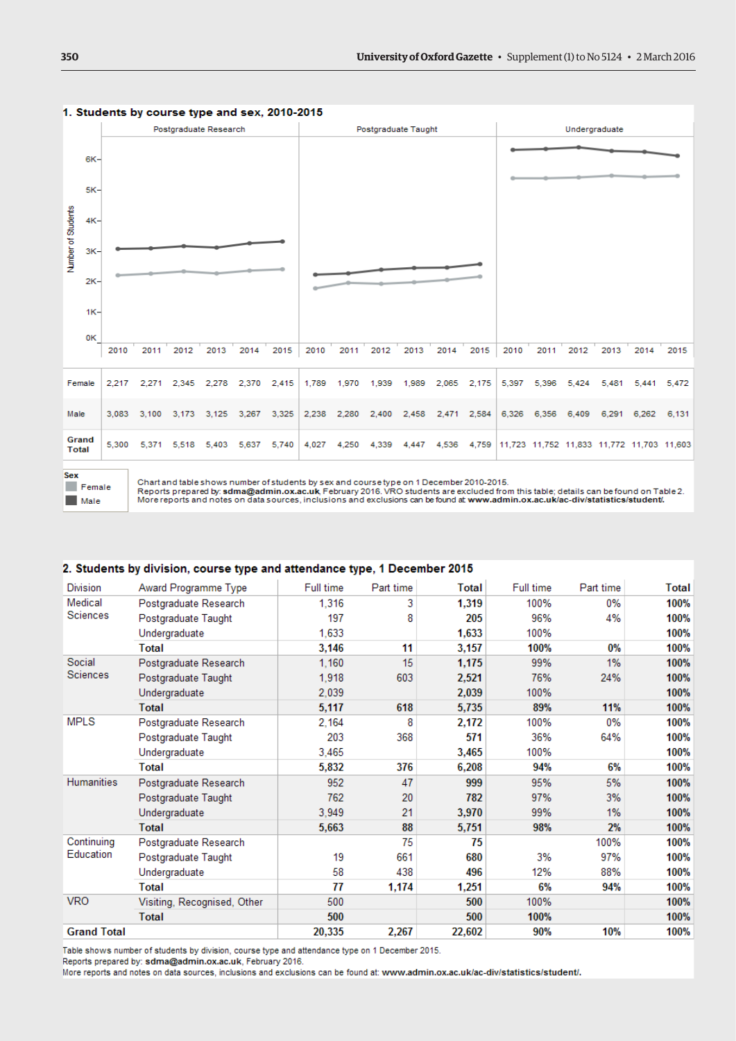## 1. Students by course type and sex, 2010-2015

| | Postgraduate Research | | | | | | Postgraduate Taught | | | | | | Undergraduate | | | | | |
|---|---|---|---|---|---|---|---|---|---|---|---|---|---|---|---|---|---|---|
| | 2010 | 2011 | 2012 | 2013 | 2014 | 2015 | 2010 | 2011 | 2012 | 2013 | 2014 | 2015 | 2010 | 2011 | 2012 | 2013 | 2014 | 2015 |
| Female | 2,217 | 2,271 | 2,345 | 2,278 | 2,370 | 2,415 | 1,789 | 1,970 | 1,939 | 1,989 | 2,065 | 2,175 | 5,397 | 5,396 | 5,424 | 5,481 | 5,441 | 5,472 |
| Male | 3,083 | 3,100 | 3,173 | 3,125 | 3,267 | 3,325 | 2,238 | 2,280 | 2,400 | 2,458 | 2,471 | 2,584 | 6,326 | 6,356 | 6,409 | 6,291 | 6,262 | 6,131 |
| Grand Total | 5,300 | 5,371 | 5,518 | 5,403 | 5,637 | 5,740 | 4,027 | 4,250 | 4,339 | 4,447 | 4,536 | 4,759 | 11,723 | 11,752 | 11,833 | 11,772 | 11,703 | 11,603 |

Sex: Female, Male

Chart and table shows number of students by sex and course type on 1 December 2010-2015.
Reports prepared by: **sdma@admin.ox.ac.uk**, February 2016. VRO students are excluded from this table; details can be found on Table 2.
More reports and notes on data sources, inclusions and exclusions can be found at **www.admin.ox.ac.uk/ac-div/statistics/student/**.

## 2. Students by division, course type and attendance type, 1 December 2015

| Division | Award Programme Type | Full time | Part time | Total | Full time | Part time | Total |
|---|---|---|---|---|---|---|---|
| Medical Sciences | Postgraduate Research | 1,316 | 3 | **1,319** | 100% | 0% | **100%** |
| | Postgraduate Taught | 197 | 8 | **205** | 96% | 4% | **100%** |
| | Undergraduate | 1,633 | | **1,633** | 100% | | **100%** |
| | **Total** | **3,146** | **11** | **3,157** | **100%** | **0%** | **100%** |
| Social Sciences | Postgraduate Research | 1,160 | 15 | **1,175** | 99% | 1% | **100%** |
| | Postgraduate Taught | 1,918 | 603 | **2,521** | 76% | 24% | **100%** |
| | Undergraduate | 2,039 | | **2,039** | 100% | | **100%** |
| | **Total** | **5,117** | **618** | **5,735** | **89%** | **11%** | **100%** |
| MPLS | Postgraduate Research | 2,164 | 8 | **2,172** | 100% | 0% | **100%** |
| | Postgraduate Taught | 203 | 368 | **571** | 36% | 64% | **100%** |
| | Undergraduate | 3,465 | | **3,465** | 100% | | **100%** |
| | **Total** | **5,832** | **376** | **6,208** | **94%** | **6%** | **100%** |
| Humanities | Postgraduate Research | 952 | 47 | **999** | 95% | 5% | **100%** |
| | Postgraduate Taught | 762 | 20 | **782** | 97% | 3% | **100%** |
| | Undergraduate | 3,949 | 21 | **3,970** | 99% | 1% | **100%** |
| | **Total** | **5,663** | **88** | **5,751** | **98%** | **2%** | **100%** |
| Continuing Education | Postgraduate Research | | 75 | **75** | | 100% | **100%** |
| | Postgraduate Taught | 19 | 661 | **680** | 3% | 97% | **100%** |
| | Undergraduate | 58 | 438 | **496** | 12% | 88% | **100%** |
| | **Total** | **77** | **1,174** | **1,251** | **6%** | **94%** | **100%** |
| VRO | Visiting, Recognised, Other | 500 | | **500** | 100% | | **100%** |
| | **Total** | **500** | | **500** | **100%** | | **100%** |
| **Grand Total** | | **20,335** | **2,267** | **22,602** | **90%** | **10%** | **100%** |

Table shows number of students by division, course type and attendance type on 1 December 2015.
Reports prepared by: **sdma@admin.ox.ac.uk**, February 2016.
More reports and notes on data sources, inclusions and exclusions can be found at: **www.admin.ox.ac.uk/ac-div/statistics/student/**.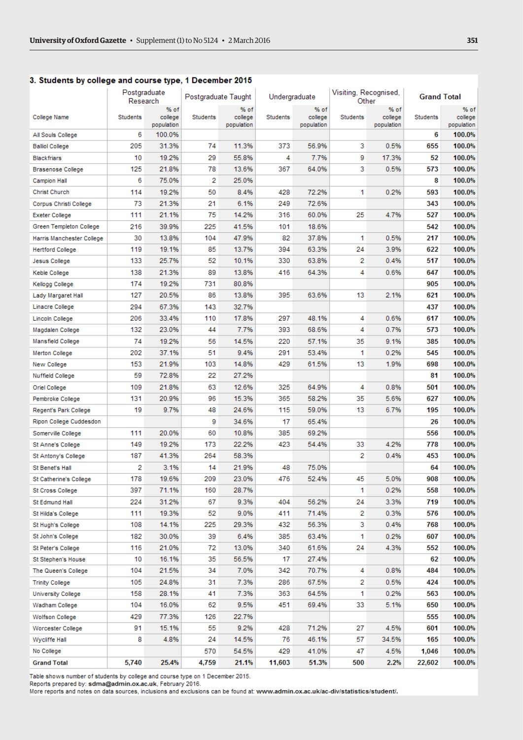## 3. Students by college and course type, 1 December 2015

| College Name | Postgraduate Research | | Postgraduate Taught | | Undergraduate | | Visiting, Recognised, Other | | Grand Total | |
|---|---|---|---|---|---|---|---|---|---|---|
| | Students | % of college population | Students | % of college population | Students | % of college population | Students | % of college population | Students | % of college population |
| All Souls College | 6 | 100.0% | | | | | | | **6** | **100.0%** |
| Balliol College | 205 | 31.3% | 74 | 11.3% | 373 | 56.9% | 3 | 0.5% | **655** | **100.0%** |
| Blackfriars | 10 | 19.2% | 29 | 55.8% | 4 | 7.7% | 9 | 17.3% | **52** | **100.0%** |
| Brasenose College | 125 | 21.8% | 78 | 13.6% | 367 | 64.0% | 3 | 0.5% | **573** | **100.0%** |
| Campion Hall | 6 | 75.0% | 2 | 25.0% | | | | | **8** | **100.0%** |
| Christ Church | 114 | 19.2% | 50 | 8.4% | 428 | 72.2% | 1 | 0.2% | **593** | **100.0%** |
| Corpus Christi College | 73 | 21.3% | 21 | 6.1% | 249 | 72.6% | | | **343** | **100.0%** |
| Exeter College | 111 | 21.1% | 75 | 14.2% | 316 | 60.0% | 25 | 4.7% | **527** | **100.0%** |
| Green Templeton College | 216 | 39.9% | 225 | 41.5% | 101 | 18.6% | | | **542** | **100.0%** |
| Harris Manchester College | 30 | 13.8% | 104 | 47.9% | 82 | 37.8% | 1 | 0.5% | **217** | **100.0%** |
| Hertford College | 119 | 19.1% | 85 | 13.7% | 394 | 63.3% | 24 | 3.9% | **622** | **100.0%** |
| Jesus College | 133 | 25.7% | 52 | 10.1% | 330 | 63.8% | 2 | 0.4% | **517** | **100.0%** |
| Keble College | 138 | 21.3% | 89 | 13.8% | 416 | 64.3% | 4 | 0.6% | **647** | **100.0%** |
| Kellogg College | 174 | 19.2% | 731 | 80.8% | | | | | **905** | **100.0%** |
| Lady Margaret Hall | 127 | 20.5% | 86 | 13.8% | 395 | 63.6% | 13 | 2.1% | **621** | **100.0%** |
| Linacre College | 294 | 67.3% | 143 | 32.7% | | | | | **437** | **100.0%** |
| Lincoln College | 206 | 33.4% | 110 | 17.8% | 297 | 48.1% | 4 | 0.6% | **617** | **100.0%** |
| Magdalen College | 132 | 23.0% | 44 | 7.7% | 393 | 68.6% | 4 | 0.7% | **573** | **100.0%** |
| Mansfield College | 74 | 19.2% | 56 | 14.5% | 220 | 57.1% | 35 | 9.1% | **385** | **100.0%** |
| Merton College | 202 | 37.1% | 51 | 9.4% | 291 | 53.4% | 1 | 0.2% | **545** | **100.0%** |
| New College | 153 | 21.9% | 103 | 14.8% | 429 | 61.5% | 13 | 1.9% | **698** | **100.0%** |
| Nuffield College | 59 | 72.8% | 22 | 27.2% | | | | | **81** | **100.0%** |
| Oriel College | 109 | 21.8% | 63 | 12.6% | 325 | 64.9% | 4 | 0.8% | **501** | **100.0%** |
| Pembroke College | 131 | 20.9% | 96 | 15.3% | 365 | 58.2% | 35 | 5.6% | **627** | **100.0%** |
| Regent's Park College | 19 | 9.7% | 48 | 24.6% | 115 | 59.0% | 13 | 6.7% | **195** | **100.0%** |
| Ripon College Cuddesdon | | | 9 | 34.6% | 17 | 65.4% | | | **26** | **100.0%** |
| Somerville College | 111 | 20.0% | 60 | 10.8% | 385 | 69.2% | | | **556** | **100.0%** |
| St Anne's College | 149 | 19.2% | 173 | 22.2% | 423 | 54.4% | 33 | 4.2% | **778** | **100.0%** |
| St Antony's College | 187 | 41.3% | 264 | 58.3% | | | 2 | 0.4% | **453** | **100.0%** |
| St Benet's Hall | 2 | 3.1% | 14 | 21.9% | 48 | 75.0% | | | **64** | **100.0%** |
| St Catherine's College | 178 | 19.6% | 209 | 23.0% | 476 | 52.4% | 45 | 5.0% | **908** | **100.0%** |
| St Cross College | 397 | 71.1% | 160 | 28.7% | | | 1 | 0.2% | **558** | **100.0%** |
| St Edmund Hall | 224 | 31.2% | 67 | 9.3% | 404 | 56.2% | 24 | 3.3% | **719** | **100.0%** |
| St Hilda's College | 111 | 19.3% | 52 | 9.0% | 411 | 71.4% | 2 | 0.3% | **576** | **100.0%** |
| St Hugh's College | 108 | 14.1% | 225 | 29.3% | 432 | 56.3% | 3 | 0.4% | **768** | **100.0%** |
| St John's College | 182 | 30.0% | 39 | 6.4% | 385 | 63.4% | 1 | 0.2% | **607** | **100.0%** |
| St Peter's College | 116 | 21.0% | 72 | 13.0% | 340 | 61.6% | 24 | 4.3% | **552** | **100.0%** |
| St Stephen's House | 10 | 16.1% | 35 | 56.5% | 17 | 27.4% | | | **62** | **100.0%** |
| The Queen's College | 104 | 21.5% | 34 | 7.0% | 342 | 70.7% | 4 | 0.8% | **484** | **100.0%** |
| Trinity College | 105 | 24.8% | 31 | 7.3% | 286 | 67.5% | 2 | 0.5% | **424** | **100.0%** |
| University College | 158 | 28.1% | 41 | 7.3% | 363 | 64.5% | 1 | 0.2% | **563** | **100.0%** |
| Wadham College | 104 | 16.0% | 62 | 9.5% | 451 | 69.4% | 33 | 5.1% | **650** | **100.0%** |
| Wolfson College | 429 | 77.3% | 126 | 22.7% | | | | | **555** | **100.0%** |
| Worcester College | 91 | 15.1% | 55 | 9.2% | 428 | 71.2% | 27 | 4.5% | **601** | **100.0%** |
| Wycliffe Hall | 8 | 4.8% | 24 | 14.5% | 76 | 46.1% | 57 | 34.5% | **165** | **100.0%** |
| No College | | | 570 | 54.5% | 429 | 41.0% | 47 | 4.5% | **1,046** | **100.0%** |
| **Grand Total** | **5,740** | **25.4%** | **4,759** | **21.1%** | **11,603** | **51.3%** | **500** | **2.2%** | **22,602** | **100.0%** |

Table shows number of students by college and course type on 1 December 2015.
Reports prepared by: **sdma@admin.ox.ac.uk**, February 2016.
More reports and notes on data sources, inclusions and exclusions can be found at: **www.admin.ox.ac.uk/ac-div/statistics/student/**.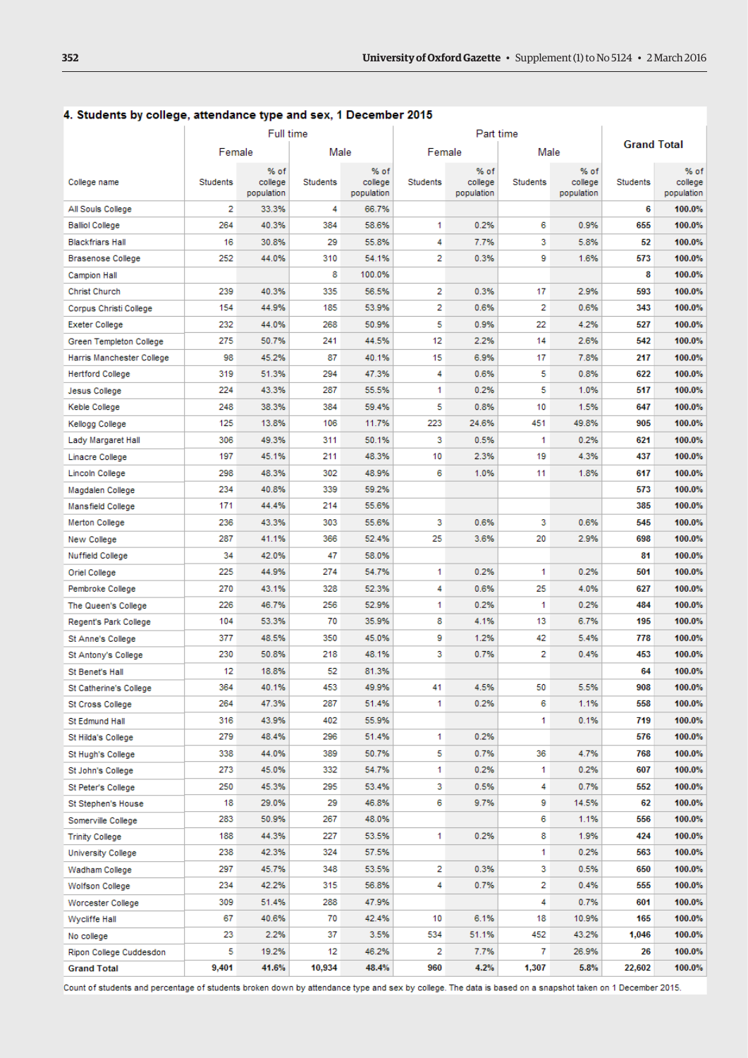## 4. Students by college, attendance type and sex, 1 December 2015

| | Full time | | | | Part time | | | | Grand Total | |
|---|---|---|---|---|---|---|---|---|---|---|
| | Female | | Male | | Female | | Male | | | |
| College name | Students | % of college population | Students | % of college population | Students | % of college population | Students | % of college population | Students | % of college population |
| All Souls College | 2 | 33.3% | 4 | 66.7% | | | | | **6** | **100.0%** |
| Balliol College | 264 | 40.3% | 384 | 58.6% | 1 | 0.2% | 6 | 0.9% | **655** | **100.0%** |
| Blackfriars Hall | 16 | 30.8% | 29 | 55.8% | 4 | 7.7% | 3 | 5.8% | **52** | **100.0%** |
| Brasenose College | 252 | 44.0% | 310 | 54.1% | 2 | 0.3% | 9 | 1.6% | **573** | **100.0%** |
| Campion Hall | | | 8 | 100.0% | | | | | **8** | **100.0%** |
| Christ Church | 239 | 40.3% | 335 | 56.5% | 2 | 0.3% | 17 | 2.9% | **593** | **100.0%** |
| Corpus Christi College | 154 | 44.9% | 185 | 53.9% | 2 | 0.6% | 2 | 0.6% | **343** | **100.0%** |
| Exeter College | 232 | 44.0% | 268 | 50.9% | 5 | 0.9% | 22 | 4.2% | **527** | **100.0%** |
| Green Templeton College | 275 | 50.7% | 241 | 44.5% | 12 | 2.2% | 14 | 2.6% | **542** | **100.0%** |
| Harris Manchester College | 98 | 45.2% | 87 | 40.1% | 15 | 6.9% | 17 | 7.8% | **217** | **100.0%** |
| Hertford College | 319 | 51.3% | 294 | 47.3% | 4 | 0.6% | 5 | 0.8% | **622** | **100.0%** |
| Jesus College | 224 | 43.3% | 287 | 55.5% | 1 | 0.2% | 5 | 1.0% | **517** | **100.0%** |
| Keble College | 248 | 38.3% | 384 | 59.4% | 5 | 0.8% | 10 | 1.5% | **647** | **100.0%** |
| Kellogg College | 125 | 13.8% | 106 | 11.7% | 223 | 24.6% | 451 | 49.8% | **905** | **100.0%** |
| Lady Margaret Hall | 306 | 49.3% | 311 | 50.1% | 3 | 0.5% | 1 | 0.2% | **621** | **100.0%** |
| Linacre College | 197 | 45.1% | 211 | 48.3% | 10 | 2.3% | 19 | 4.3% | **437** | **100.0%** |
| Lincoln College | 298 | 48.3% | 302 | 48.9% | 6 | 1.0% | 11 | 1.8% | **617** | **100.0%** |
| Magdalen College | 234 | 40.8% | 339 | 59.2% | | | | | **573** | **100.0%** |
| Mansfield College | 171 | 44.4% | 214 | 55.6% | | | | | **385** | **100.0%** |
| Merton College | 236 | 43.3% | 303 | 55.6% | 3 | 0.6% | 3 | 0.6% | **545** | **100.0%** |
| New College | 287 | 41.1% | 366 | 52.4% | 25 | 3.6% | 20 | 2.9% | **698** | **100.0%** |
| Nuffield College | 34 | 42.0% | 47 | 58.0% | | | | | **81** | **100.0%** |
| Oriel College | 225 | 44.9% | 274 | 54.7% | 1 | 0.2% | 1 | 0.2% | **501** | **100.0%** |
| Pembroke College | 270 | 43.1% | 328 | 52.3% | 4 | 0.6% | 25 | 4.0% | **627** | **100.0%** |
| The Queen's College | 226 | 46.7% | 256 | 52.9% | 1 | 0.2% | 1 | 0.2% | **484** | **100.0%** |
| Regent's Park College | 104 | 53.3% | 70 | 35.9% | 8 | 4.1% | 13 | 6.7% | **195** | **100.0%** |
| St Anne's College | 377 | 48.5% | 350 | 45.0% | 9 | 1.2% | 42 | 5.4% | **778** | **100.0%** |
| St Antony's College | 230 | 50.8% | 218 | 48.1% | 3 | 0.7% | 2 | 0.4% | **453** | **100.0%** |
| St Benet's Hall | 12 | 18.8% | 52 | 81.3% | | | | | **64** | **100.0%** |
| St Catherine's College | 364 | 40.1% | 453 | 49.9% | 41 | 4.5% | 50 | 5.5% | **908** | **100.0%** |
| St Cross College | 264 | 47.3% | 287 | 51.4% | 1 | 0.2% | 6 | 1.1% | **558** | **100.0%** |
| St Edmund Hall | 316 | 43.9% | 402 | 55.9% | | | 1 | 0.1% | **719** | **100.0%** |
| St Hilda's College | 279 | 48.4% | 296 | 51.4% | 1 | 0.2% | | | **576** | **100.0%** |
| St Hugh's College | 338 | 44.0% | 389 | 50.7% | 5 | 0.7% | 36 | 4.7% | **768** | **100.0%** |
| St John's College | 273 | 45.0% | 332 | 54.7% | 1 | 0.2% | 1 | 0.2% | **607** | **100.0%** |
| St Peter's College | 250 | 45.3% | 295 | 53.4% | 3 | 0.5% | 4 | 0.7% | **552** | **100.0%** |
| St Stephen's House | 18 | 29.0% | 29 | 46.8% | 6 | 9.7% | 9 | 14.5% | **62** | **100.0%** |
| Somerville College | 283 | 50.9% | 267 | 48.0% | | | 6 | 1.1% | **556** | **100.0%** |
| Trinity College | 188 | 44.3% | 227 | 53.5% | 1 | 0.2% | 8 | 1.9% | **424** | **100.0%** |
| University College | 238 | 42.3% | 324 | 57.5% | | | 1 | 0.2% | **563** | **100.0%** |
| Wadham College | 297 | 45.7% | 348 | 53.5% | 2 | 0.3% | 3 | 0.5% | **650** | **100.0%** |
| Wolfson College | 234 | 42.2% | 315 | 56.8% | 4 | 0.7% | 2 | 0.4% | **555** | **100.0%** |
| Worcester College | 309 | 51.4% | 288 | 47.9% | | | 4 | 0.7% | **601** | **100.0%** |
| Wycliffe Hall | 67 | 40.6% | 70 | 42.4% | 10 | 6.1% | 18 | 10.9% | **165** | **100.0%** |
| No college | 23 | 2.2% | 37 | 3.5% | 534 | 51.1% | 452 | 43.2% | **1,046** | **100.0%** |
| Ripon College Cuddesdon | 5 | 19.2% | 12 | 46.2% | 2 | 7.7% | 7 | 26.9% | **26** | **100.0%** |
| **Grand Total** | **9,401** | **41.6%** | **10,934** | **48.4%** | **960** | **4.2%** | **1,307** | **5.8%** | **22,602** | **100.0%** |

Count of students and percentage of students broken down by attendance type and sex by college. The data is based on a snapshot taken on 1 December 2015.